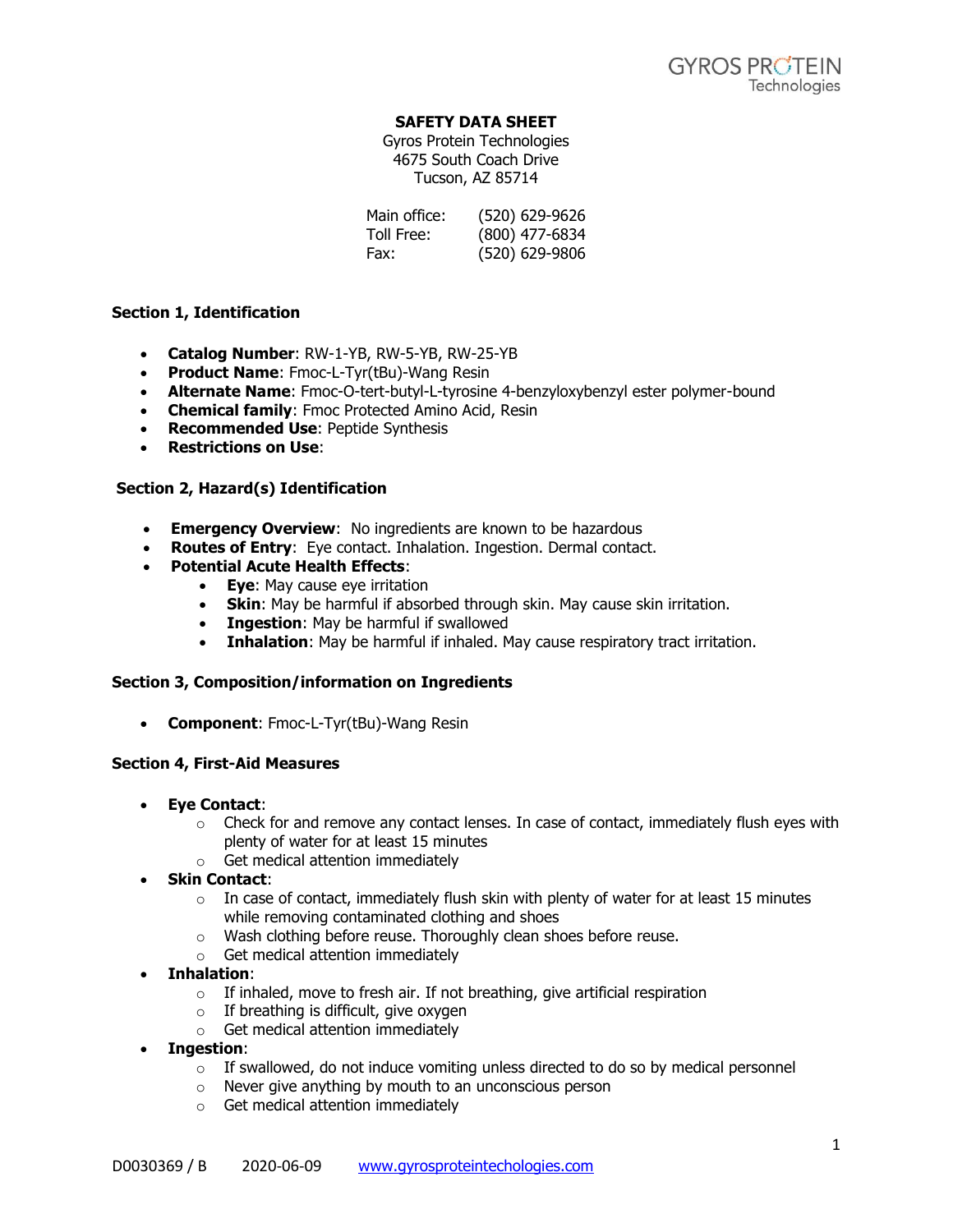GYROS PROTEIN Technologies

# SAFETY DATA SHEET

Gyros Protein Technologies
4675 South Coach Drive
Tucson, AZ 85714

| | |
|---|---|
| Main office: | (520) 629-9626 |
| Toll Free: | (800) 477-6834 |
| Fax: | (520) 629-9806 |

## Section 1, Identification

- **Catalog Number**: RW-1-YB, RW-5-YB, RW-25-YB
- **Product Name**: Fmoc-L-Tyr(tBu)-Wang Resin
- **Alternate Name**: Fmoc-O-tert-butyl-L-tyrosine 4-benzyloxybenzyl ester polymer-bound
- **Chemical family**: Fmoc Protected Amino Acid, Resin
- **Recommended Use**: Peptide Synthesis
- **Restrictions on Use**:

## Section 2, Hazard(s) Identification

- **Emergency Overview**: No ingredients are known to be hazardous
- **Routes of Entry**: Eye contact. Inhalation. Ingestion. Dermal contact.
- **Potential Acute Health Effects**:
  - **Eye**: May cause eye irritation
  - **Skin**: May be harmful if absorbed through skin. May cause skin irritation.
  - **Ingestion**: May be harmful if swallowed
  - **Inhalation**: May be harmful if inhaled. May cause respiratory tract irritation.

## Section 3, Composition/information on Ingredients

- **Component**: Fmoc-L-Tyr(tBu)-Wang Resin

## Section 4, First-Aid Measures

- **Eye Contact**:
  - Check for and remove any contact lenses. In case of contact, immediately flush eyes with plenty of water for at least 15 minutes
  - Get medical attention immediately
- **Skin Contact**:
  - In case of contact, immediately flush skin with plenty of water for at least 15 minutes while removing contaminated clothing and shoes
  - Wash clothing before reuse. Thoroughly clean shoes before reuse.
  - Get medical attention immediately
- **Inhalation**:
  - If inhaled, move to fresh air. If not breathing, give artificial respiration
  - If breathing is difficult, give oxygen
  - Get medical attention immediately
- **Ingestion**:
  - If swallowed, do not induce vomiting unless directed to do so by medical personnel
  - Never give anything by mouth to an unconscious person
  - Get medical attention immediately

D0030369 / B 2020-06-09 www.gyrosproteintechologies.com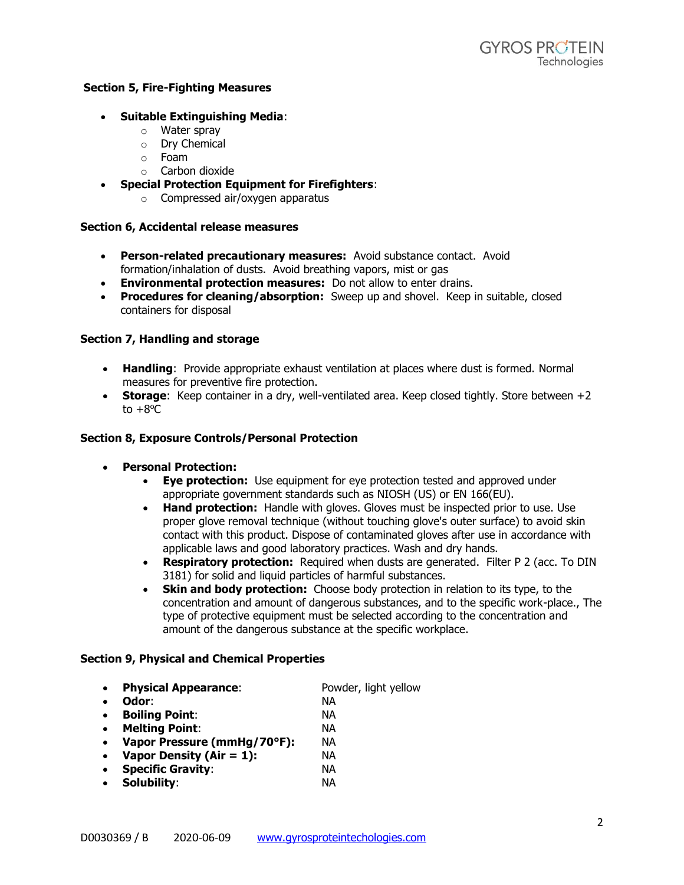**Section 5, Fire-Fighting Measures**

- **Suitable Extinguishing Media**:
  - Water spray
  - Dry Chemical
  - Foam
  - Carbon dioxide
- **Special Protection Equipment for Firefighters**:
  - Compressed air/oxygen apparatus

**Section 6, Accidental release measures**

- **Person-related precautionary measures:** Avoid substance contact. Avoid formation/inhalation of dusts. Avoid breathing vapors, mist or gas
- **Environmental protection measures:** Do not allow to enter drains.
- **Procedures for cleaning/absorption:** Sweep up and shovel. Keep in suitable, closed containers for disposal

**Section 7, Handling and storage**

- **Handling**: Provide appropriate exhaust ventilation at places where dust is formed. Normal measures for preventive fire protection.
- **Storage**: Keep container in a dry, well-ventilated area. Keep closed tightly. Store between +2 to +8ºC

**Section 8, Exposure Controls/Personal Protection**

- **Personal Protection:**
  - **Eye protection:** Use equipment for eye protection tested and approved under appropriate government standards such as NIOSH (US) or EN 166(EU).
  - **Hand protection:** Handle with gloves. Gloves must be inspected prior to use. Use proper glove removal technique (without touching glove's outer surface) to avoid skin contact with this product. Dispose of contaminated gloves after use in accordance with applicable laws and good laboratory practices. Wash and dry hands.
  - **Respiratory protection:** Required when dusts are generated. Filter P 2 (acc. To DIN 3181) for solid and liquid particles of harmful substances.
  - **Skin and body protection:** Choose body protection in relation to its type, to the concentration and amount of dangerous substances, and to the specific work-place., The type of protective equipment must be selected according to the concentration and amount of the dangerous substance at the specific workplace.

**Section 9, Physical and Chemical Properties**

- **Physical Appearance**: Powder, light yellow
- **Odor**: NA
- **Boiling Point**: NA
- **Melting Point**: NA
- **Vapor Pressure (mmHg/70°F):** NA
- **Vapor Density (Air = 1):** NA
- **Specific Gravity**: NA
- **Solubility**: NA

D0030369 / B 2020-06-09 www.gyrosproteintechologies.com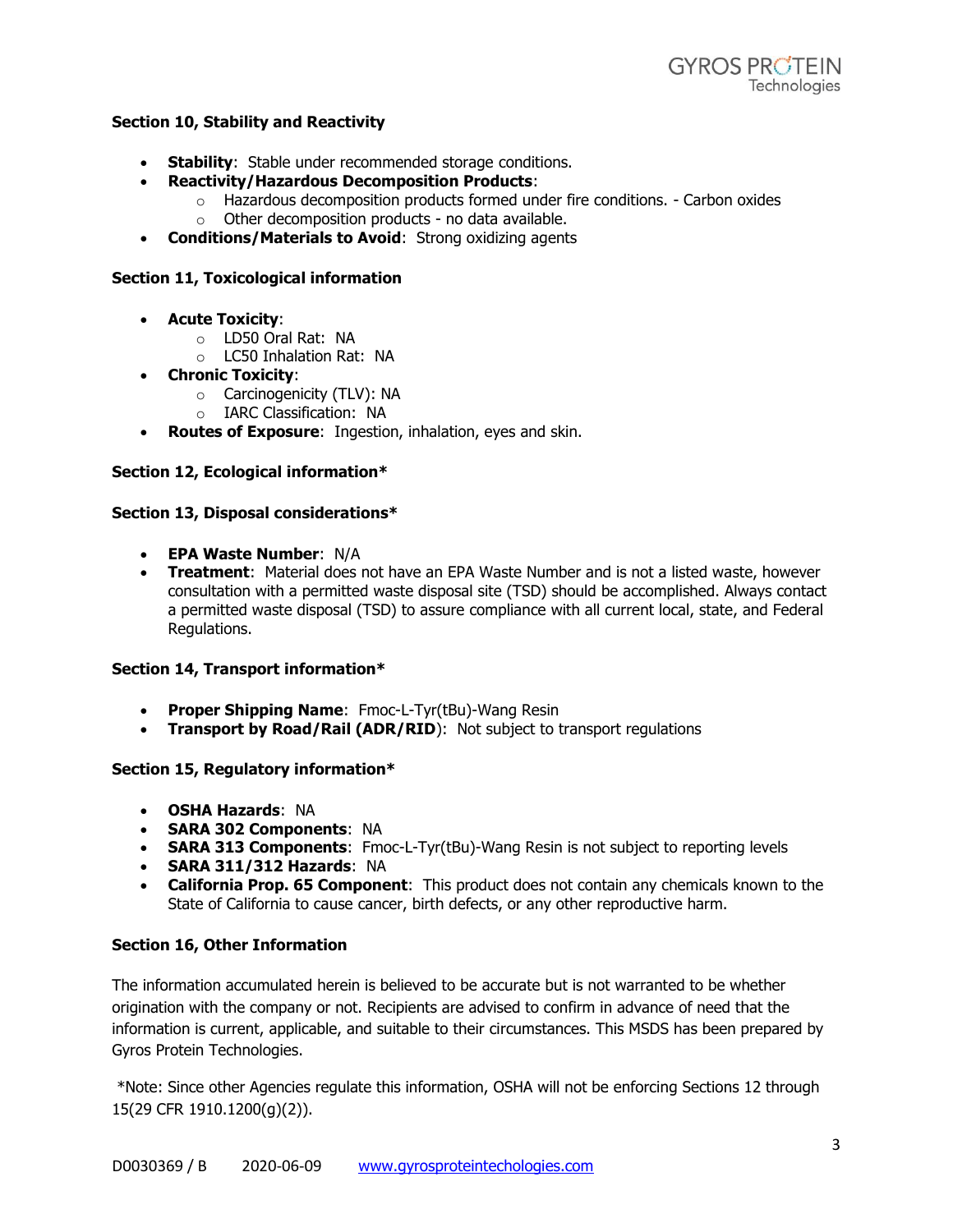**Section 10, Stability and Reactivity**

- **Stability**: Stable under recommended storage conditions.
- **Reactivity/Hazardous Decomposition Products**:
  - Hazardous decomposition products formed under fire conditions. - Carbon oxides
  - Other decomposition products - no data available.
- **Conditions/Materials to Avoid**: Strong oxidizing agents

**Section 11, Toxicological information**

- **Acute Toxicity**:
  - LD50 Oral Rat: NA
  - LC50 Inhalation Rat: NA
- **Chronic Toxicity**:
  - Carcinogenicity (TLV): NA
  - IARC Classification: NA
- **Routes of Exposure**: Ingestion, inhalation, eyes and skin.

**Section 12, Ecological information***

**Section 13, Disposal considerations***

- **EPA Waste Number**: N/A
- **Treatment**: Material does not have an EPA Waste Number and is not a listed waste, however consultation with a permitted waste disposal site (TSD) should be accomplished. Always contact a permitted waste disposal (TSD) to assure compliance with all current local, state, and Federal Regulations.

**Section 14, Transport information***

- **Proper Shipping Name**: Fmoc-L-Tyr(tBu)-Wang Resin
- **Transport by Road/Rail (ADR/RID)**: Not subject to transport regulations

**Section 15, Regulatory information***

- **OSHA Hazards**: NA
- **SARA 302 Components**: NA
- **SARA 313 Components**: Fmoc-L-Tyr(tBu)-Wang Resin is not subject to reporting levels
- **SARA 311/312 Hazards**: NA
- **California Prop. 65 Component**: This product does not contain any chemicals known to the State of California to cause cancer, birth defects, or any other reproductive harm.

**Section 16, Other Information**

The information accumulated herein is believed to be accurate but is not warranted to be whether origination with the company or not. Recipients are advised to confirm in advance of need that the information is current, applicable, and suitable to their circumstances. This MSDS has been prepared by Gyros Protein Technologies.

*Note: Since other Agencies regulate this information, OSHA will not be enforcing Sections 12 through 15(29 CFR 1910.1200(g)(2)).

D0030369 / B    2020-06-09    www.gyrosproteintechologies.com